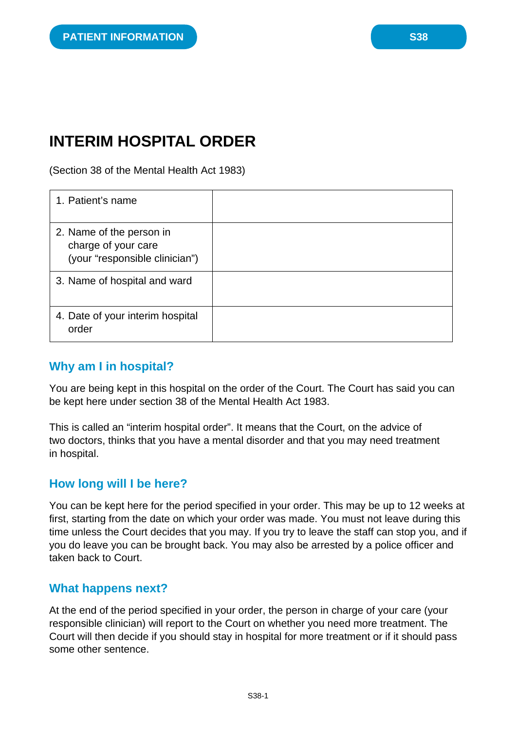PATIENT INFORMATION

S38

# INTERIM HOSPITAL ORDER

(Section 38 of the Mental Health Act 1983)

| | |
|---|---|
| 1. Patient's name | |
| 2. Name of the person in charge of your care (your "responsible clinician") | |
| 3. Name of hospital and ward | |
| 4. Date of your interim hospital order | |

## Why am I in hospital?

You are being kept in this hospital on the order of the Court. The Court has said you can be kept here under section 38 of the Mental Health Act 1983.

This is called an "interim hospital order". It means that the Court, on the advice of two doctors, thinks that you have a mental disorder and that you may need treatment in hospital.

## How long will I be here?

You can be kept here for the period specified in your order. This may be up to 12 weeks at first, starting from the date on which your order was made. You must not leave during this time unless the Court decides that you may. If you try to leave the staff can stop you, and if you do leave you can be brought back. You may also be arrested by a police officer and taken back to Court.

## What happens next?

At the end of the period specified in your order, the person in charge of your care (your responsible clinician) will report to the Court on whether you need more treatment. The Court will then decide if you should stay in hospital for more treatment or if it should pass some other sentence.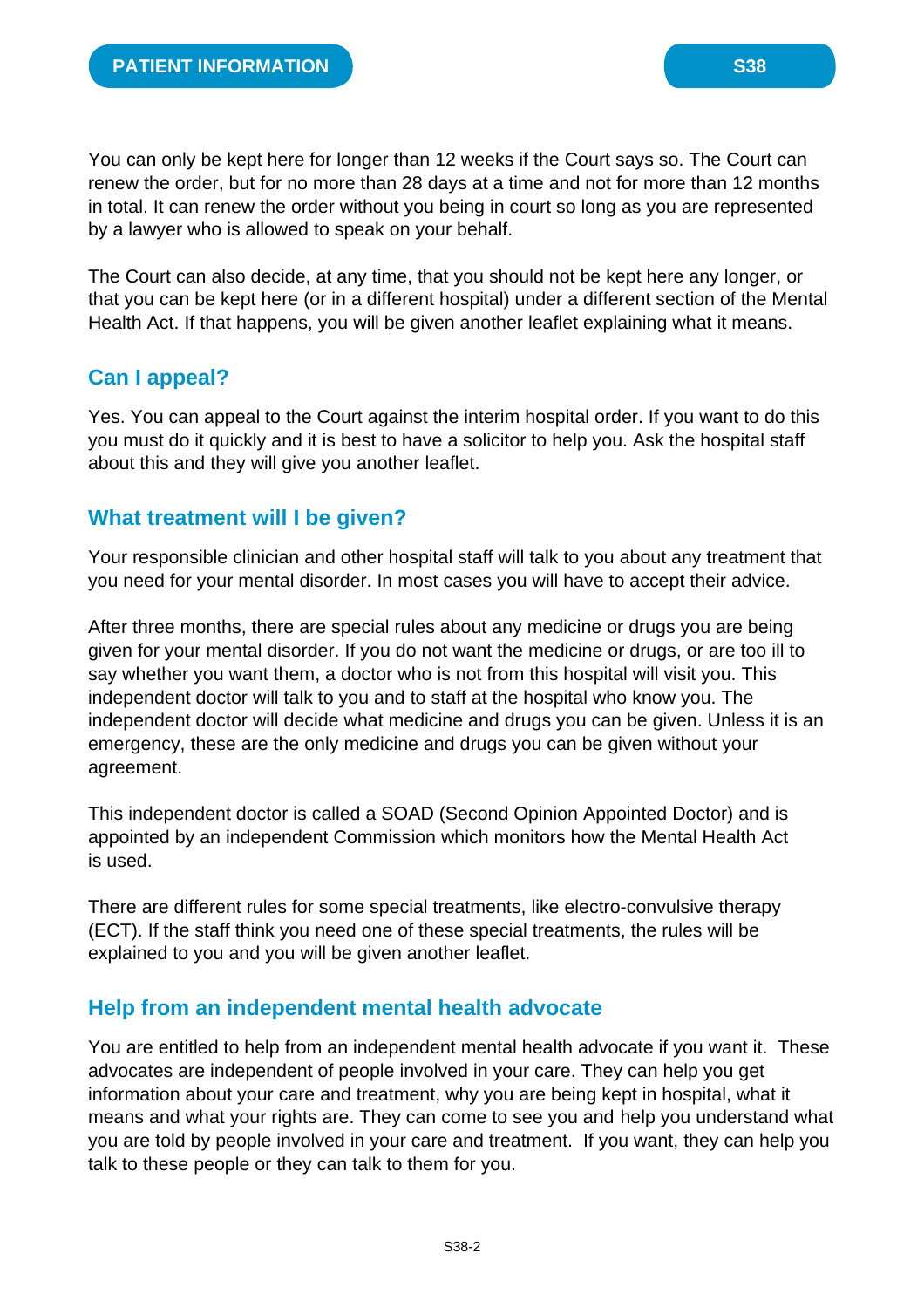You can only be kept here for longer than 12 weeks if the Court says so. The Court can renew the order, but for no more than 28 days at a time and not for more than 12 months in total. It can renew the order without you being in court so long as you are represented by a lawyer who is allowed to speak on your behalf.

The Court can also decide, at any time, that you should not be kept here any longer, or that you can be kept here (or in a different hospital) under a different section of the Mental Health Act. If that happens, you will be given another leaflet explaining what it means.

## Can I appeal?

Yes. You can appeal to the Court against the interim hospital order. If you want to do this you must do it quickly and it is best to have a solicitor to help you. Ask the hospital staff about this and they will give you another leaflet.

## What treatment will I be given?

Your responsible clinician and other hospital staff will talk to you about any treatment that you need for your mental disorder. In most cases you will have to accept their advice.

After three months, there are special rules about any medicine or drugs you are being given for your mental disorder. If you do not want the medicine or drugs, or are too ill to say whether you want them, a doctor who is not from this hospital will visit you. This independent doctor will talk to you and to staff at the hospital who know you. The independent doctor will decide what medicine and drugs you can be given. Unless it is an emergency, these are the only medicine and drugs you can be given without your agreement.

This independent doctor is called a SOAD (Second Opinion Appointed Doctor) and is appointed by an independent Commission which monitors how the Mental Health Act is used.

There are different rules for some special treatments, like electro-convulsive therapy (ECT). If the staff think you need one of these special treatments, the rules will be explained to you and you will be given another leaflet.

## Help from an independent mental health advocate

You are entitled to help from an independent mental health advocate if you want it. These advocates are independent of people involved in your care. They can help you get information about your care and treatment, why you are being kept in hospital, what it means and what your rights are. They can come to see you and help you understand what you are told by people involved in your care and treatment. If you want, they can help you talk to these people or they can talk to them for you.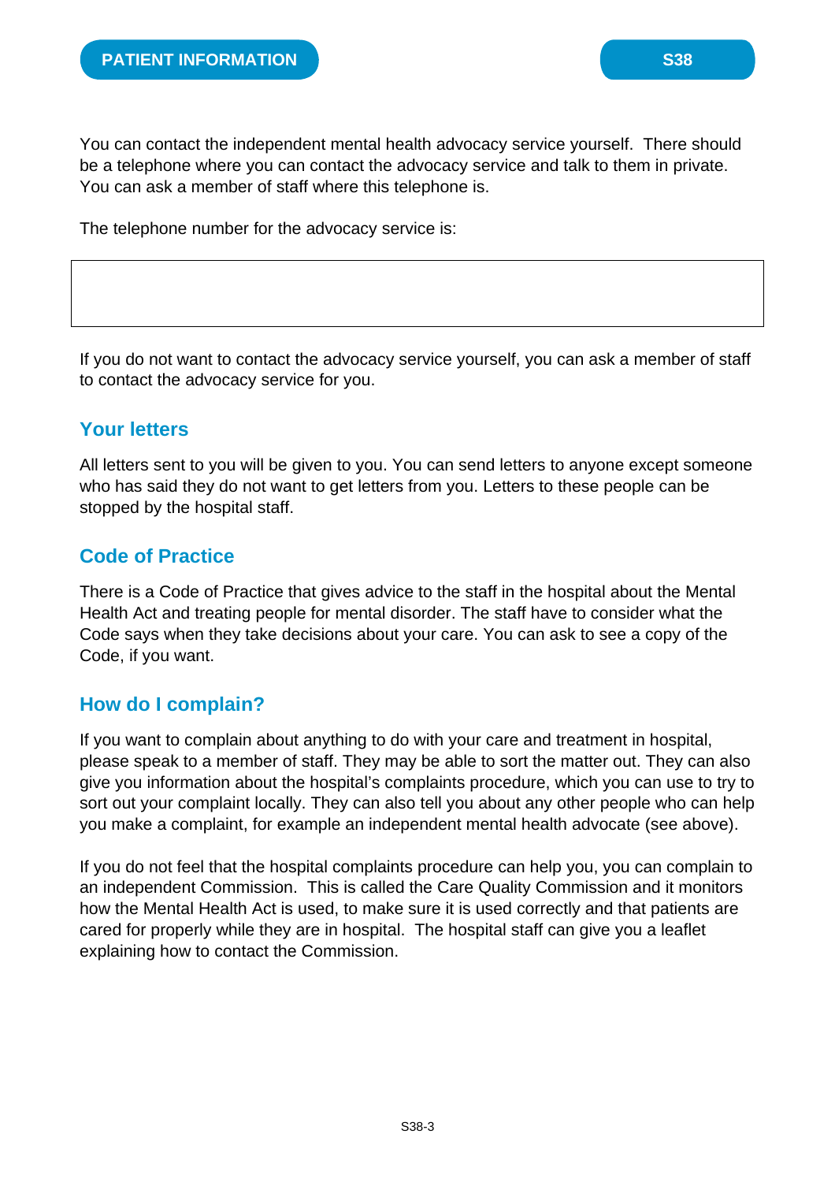You can contact the independent mental health advocacy service yourself. There should be a telephone where you can contact the advocacy service and talk to them in private. You can ask a member of staff where this telephone is.

The telephone number for the advocacy service is:

| |
|---|
| |

If you do not want to contact the advocacy service yourself, you can ask a member of staff to contact the advocacy service for you.

## Your letters

All letters sent to you will be given to you. You can send letters to anyone except someone who has said they do not want to get letters from you. Letters to these people can be stopped by the hospital staff.

## Code of Practice

There is a Code of Practice that gives advice to the staff in the hospital about the Mental Health Act and treating people for mental disorder. The staff have to consider what the Code says when they take decisions about your care. You can ask to see a copy of the Code, if you want.

## How do I complain?

If you want to complain about anything to do with your care and treatment in hospital, please speak to a member of staff. They may be able to sort the matter out. They can also give you information about the hospital's complaints procedure, which you can use to try to sort out your complaint locally. They can also tell you about any other people who can help you make a complaint, for example an independent mental health advocate (see above).

If you do not feel that the hospital complaints procedure can help you, you can complain to an independent Commission. This is called the Care Quality Commission and it monitors how the Mental Health Act is used, to make sure it is used correctly and that patients are cared for properly while they are in hospital. The hospital staff can give you a leaflet explaining how to contact the Commission.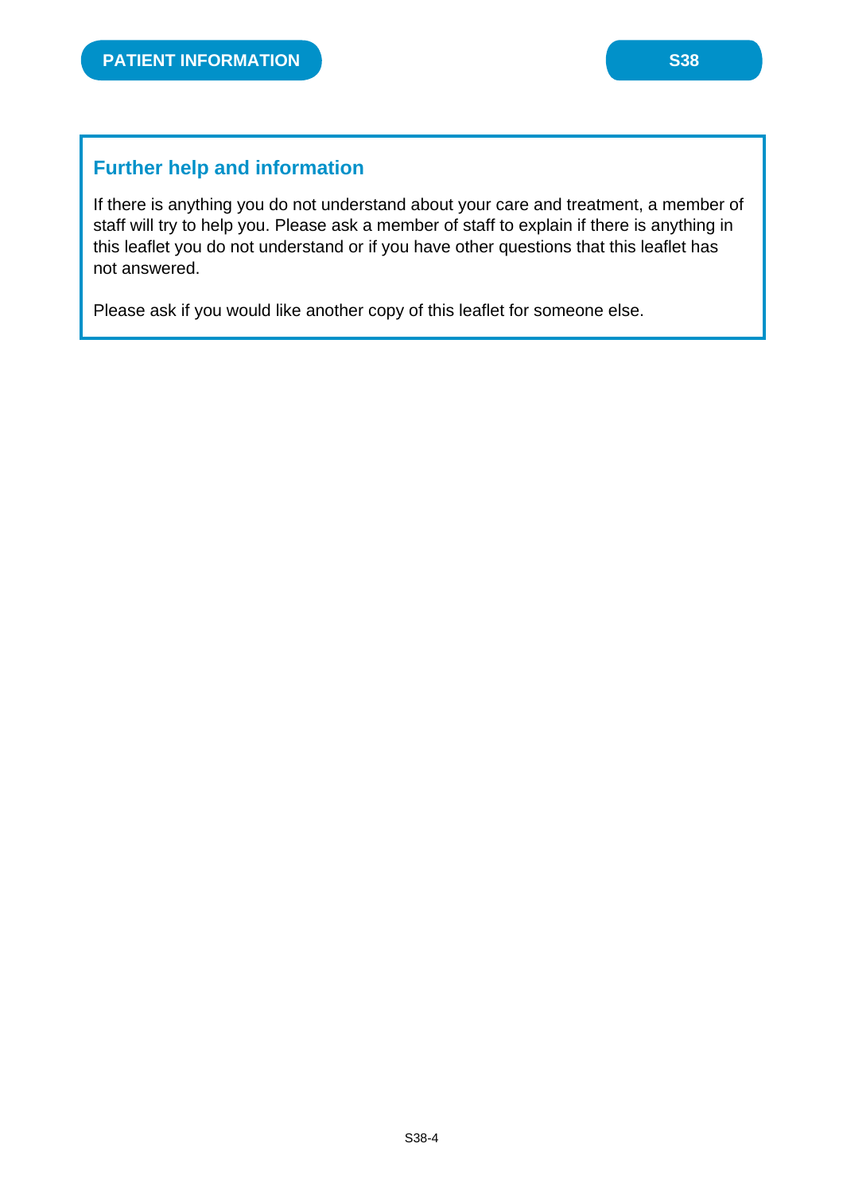## Further help and information

If there is anything you do not understand about your care and treatment, a member of staff will try to help you. Please ask a member of staff to explain if there is anything in this leaflet you do not understand or if you have other questions that this leaflet has not answered.

Please ask if you would like another copy of this leaflet for someone else.